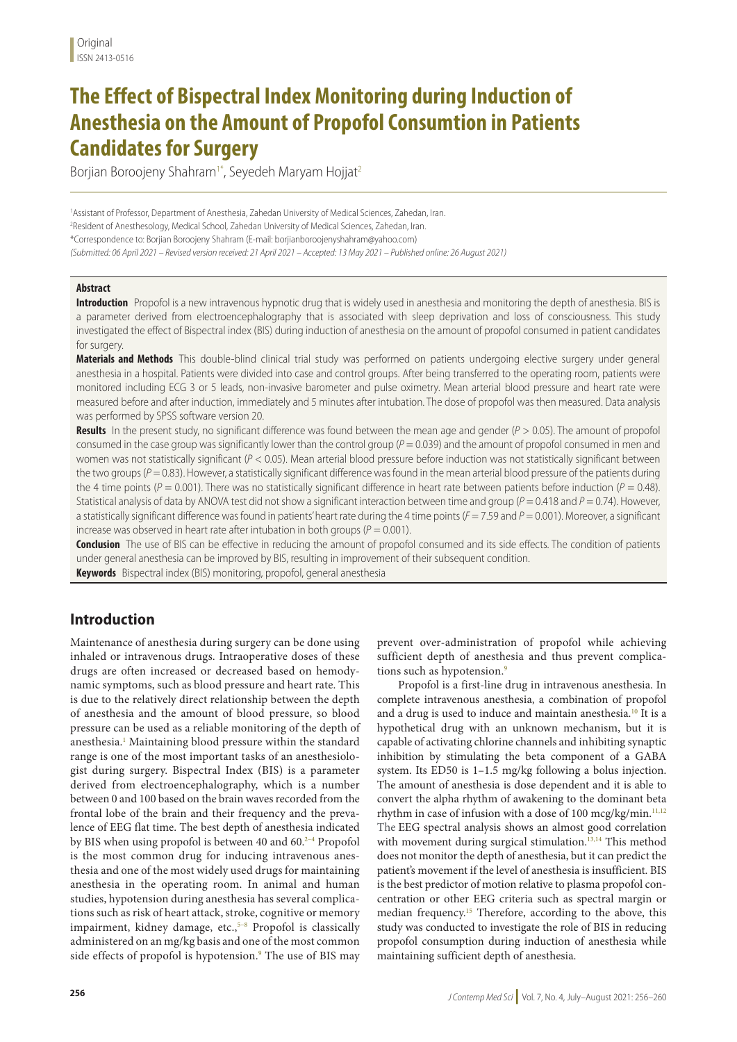Original
ISSN 2413-0516

# The Effect of Bispectral Index Monitoring during Induction of Anesthesia on the Amount of Propofol Consumtion in Patients Candidates for Surgery

Borjian Boroojeny Shahram[1*], Seyedeh Maryam Hojjat[2]

[1]Assistant of Professor, Department of Anesthesia, Zahedan University of Medical Sciences, Zahedan, Iran.
[2]Resident of Anesthesology, Medical School, Zahedan University of Medical Sciences, Zahedan, Iran.
*Correspondence to: Borjian Boroojeny Shahram (E-mail: borjianboroojenyshahram@yahoo.com)
*(Submitted: 06 April 2021 – Revised version received: 21 April 2021 – Accepted: 13 May 2021 – Published online: 26 August 2021)*

## Abstract

**Introduction** Propofol is a new intravenous hypnotic drug that is widely used in anesthesia and monitoring the depth of anesthesia. BIS is a parameter derived from electroencephalography that is associated with sleep deprivation and loss of consciousness. This study investigated the effect of Bispectral index (BIS) during induction of anesthesia on the amount of propofol consumed in patient candidates for surgery.

**Materials and Methods** This double-blind clinical trial study was performed on patients undergoing elective surgery under general anesthesia in a hospital. Patients were divided into case and control groups. After being transferred to the operating room, patients were monitored including ECG 3 or 5 leads, non-invasive barometer and pulse oximetry. Mean arterial blood pressure and heart rate were measured before and after induction, immediately and 5 minutes after intubation. The dose of propofol was then measured. Data analysis was performed by SPSS software version 20.

**Results** In the present study, no significant difference was found between the mean age and gender ($P > 0.05$). The amount of propofol consumed in the case group was significantly lower than the control group ($P = 0.039$) and the amount of propofol consumed in men and women was not statistically significant ($P < 0.05$). Mean arterial blood pressure before induction was not statistically significant between the two groups ($P = 0.83$). However, a statistically significant difference was found in the mean arterial blood pressure of the patients during the 4 time points ($P = 0.001$). There was no statistically significant difference in heart rate between patients before induction ($P = 0.48$). Statistical analysis of data by ANOVA test did not show a significant interaction between time and group ($P = 0.418$ and $P = 0.74$). However, a statistically significant difference was found in patients' heart rate during the 4 time points ($F = 7.59$ and $P = 0.001$). Moreover, a significant increase was observed in heart rate after intubation in both groups ($P = 0.001$).

**Conclusion** The use of BIS can be effective in reducing the amount of propofol consumed and its side effects. The condition of patients under general anesthesia can be improved by BIS, resulting in improvement of their subsequent condition.

**Keywords** Bispectral index (BIS) monitoring, propofol, general anesthesia

## Introduction

Maintenance of anesthesia during surgery can be done using inhaled or intravenous drugs. Intraoperative doses of these drugs are often increased or decreased based on hemodynamic symptoms, such as blood pressure and heart rate. This is due to the relatively direct relationship between the depth of anesthesia and the amount of blood pressure, so blood pressure can be used as a reliable monitoring of the depth of anesthesia.[1] Maintaining blood pressure within the standard range is one of the most important tasks of an anesthesiologist during surgery. Bispectral Index (BIS) is a parameter derived from electroencephalography, which is a number between 0 and 100 based on the brain waves recorded from the frontal lobe of the brain and their frequency and the prevalence of EEG flat time. The best depth of anesthesia indicated by BIS when using propofol is between 40 and 60.[2–4] Propofol is the most common drug for inducing intravenous anesthesia and one of the most widely used drugs for maintaining anesthesia in the operating room. In animal and human studies, hypotension during anesthesia has several complications such as risk of heart attack, stroke, cognitive or memory impairment, kidney damage, etc.,[5–8] Propofol is classically administered on an mg/kg basis and one of the most common side effects of propofol is hypotension.[9] The use of BIS may prevent over-administration of propofol while achieving sufficient depth of anesthesia and thus prevent complications such as hypotension.[9]

Propofol is a first-line drug in intravenous anesthesia. In complete intravenous anesthesia, a combination of propofol and a drug is used to induce and maintain anesthesia.[10] It is a hypothetical drug with an unknown mechanism, but it is capable of activating chlorine channels and inhibiting synaptic inhibition by stimulating the beta component of a GABA system. Its ED50 is 1–1.5 mg/kg following a bolus injection. The amount of anesthesia is dose dependent and it is able to convert the alpha rhythm of awakening to the dominant beta rhythm in case of infusion with a dose of 100 mcg/kg/min.[11,12] The EEG spectral analysis shows an almost good correlation with movement during surgical stimulation.[13,14] This method does not monitor the depth of anesthesia, but it can predict the patient's movement if the level of anesthesia is insufficient. BIS is the best predictor of motion relative to plasma propofol concentration or other EEG criteria such as spectral margin or median frequency.[15] Therefore, according to the above, this study was conducted to investigate the role of BIS in reducing propofol consumption during induction of anesthesia while maintaining sufficient depth of anesthesia.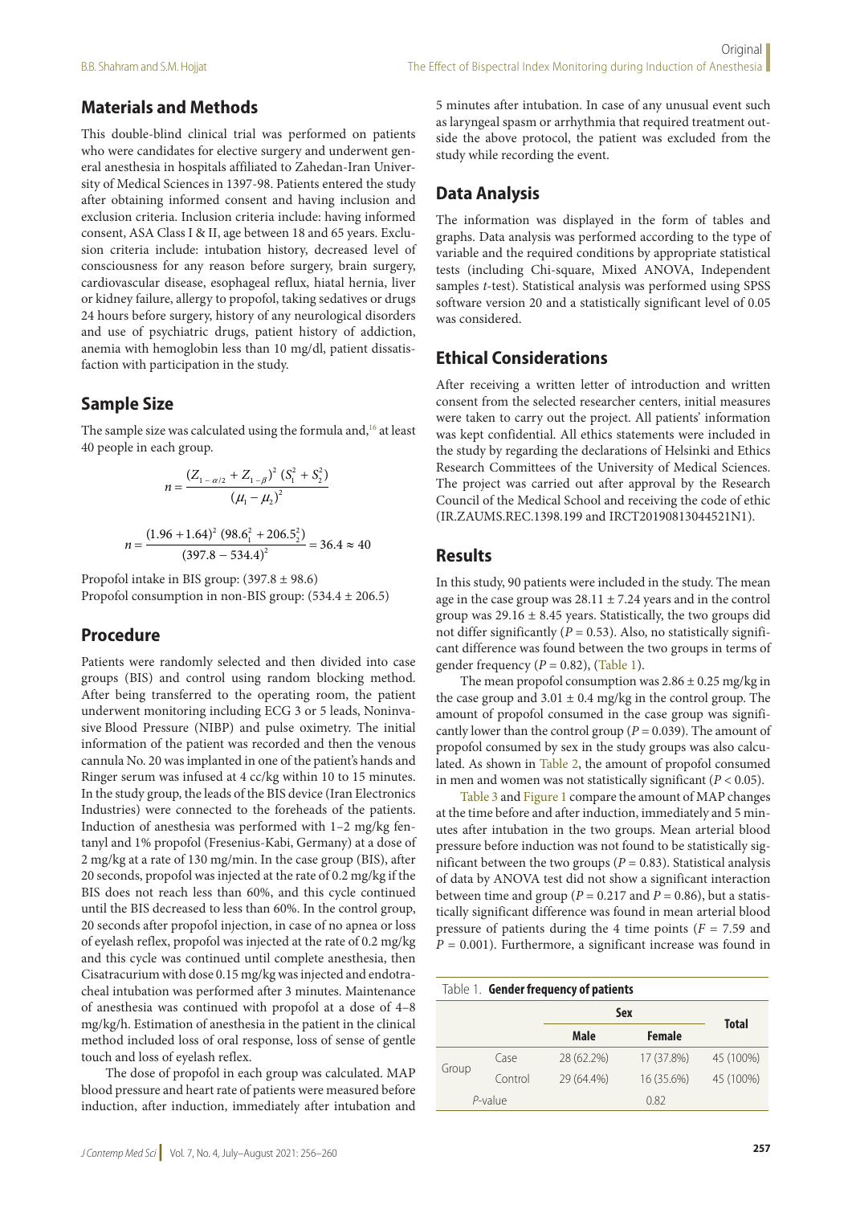## Materials and Methods

This double-blind clinical trial was performed on patients who were candidates for elective surgery and underwent general anesthesia in hospitals affiliated to Zahedan-Iran University of Medical Sciences in 1397-98. Patients entered the study after obtaining informed consent and having inclusion and exclusion criteria. Inclusion criteria include: having informed consent, ASA Class I & II, age between 18 and 65 years. Exclusion criteria include: intubation history, decreased level of consciousness for any reason before surgery, brain surgery, cardiovascular disease, esophageal reflux, hiatal hernia, liver or kidney failure, allergy to propofol, taking sedatives or drugs 24 hours before surgery, history of any neurological disorders and use of psychiatric drugs, patient history of addiction, anemia with hemoglobin less than 10 mg/dl, patient dissatisfaction with participation in the study.

## Sample Size

The sample size was calculated using the formula and,[16] at least 40 people in each group.

$$n = \frac{(Z_{1-\alpha/2} + Z_{1-\beta})^2 \, (S_1^2 + S_2^2)}{(\mu_1 - \mu_2)^2}$$

$$n = \frac{(1.96 + 1.64)^2 \, (98.6_1^2 + 206.5_2^2)}{(397.8 - 534.4)^2} = 36.4 \approx 40$$

Propofol intake in BIS group: (397.8 ± 98.6)
Propofol consumption in non-BIS group: (534.4 ± 206.5)

## Procedure

Patients were randomly selected and then divided into case groups (BIS) and control using random blocking method. After being transferred to the operating room, the patient underwent monitoring including ECG 3 or 5 leads, Noninvasive Blood Pressure (NIBP) and pulse oximetry. The initial information of the patient was recorded and then the venous cannula No. 20 was implanted in one of the patient's hands and Ringer serum was infused at 4 cc/kg within 10 to 15 minutes. In the study group, the leads of the BIS device (Iran Electronics Industries) were connected to the foreheads of the patients. Induction of anesthesia was performed with 1–2 mg/kg fentanyl and 1% propofol (Fresenius-Kabi, Germany) at a dose of 2 mg/kg at a rate of 130 mg/min. In the case group (BIS), after 20 seconds, propofol was injected at the rate of 0.2 mg/kg if the BIS does not reach less than 60%, and this cycle continued until the BIS decreased to less than 60%. In the control group, 20 seconds after propofol injection, in case of no apnea or loss of eyelash reflex, propofol was injected at the rate of 0.2 mg/kg and this cycle was continued until complete anesthesia, then Cisatracurium with dose 0.15 mg/kg was injected and endotracheal intubation was performed after 3 minutes. Maintenance of anesthesia was continued with propofol at a dose of 4–8 mg/kg/h. Estimation of anesthesia in the patient in the clinical method included loss of oral response, loss of sense of gentle touch and loss of eyelash reflex.

The dose of propofol in each group was calculated. MAP blood pressure and heart rate of patients were measured before induction, after induction, immediately after intubation and 5 minutes after intubation. In case of any unusual event such as laryngeal spasm or arrhythmia that required treatment outside the above protocol, the patient was excluded from the study while recording the event.

## Data Analysis

The information was displayed in the form of tables and graphs. Data analysis was performed according to the type of variable and the required conditions by appropriate statistical tests (including Chi-square, Mixed ANOVA, Independent samples *t*-test). Statistical analysis was performed using SPSS software version 20 and a statistically significant level of 0.05 was considered.

## Ethical Considerations

After receiving a written letter of introduction and written consent from the selected researcher centers, initial measures were taken to carry out the project. All patients' information was kept confidential. All ethics statements were included in the study by regarding the declarations of Helsinki and Ethics Research Committees of the University of Medical Sciences. The project was carried out after approval by the Research Council of the Medical School and receiving the code of ethic (IR.ZAUMS.REC.1398.199 and IRCT20190813044521N1).

## Results

In this study, 90 patients were included in the study. The mean age in the case group was 28.11 ± 7.24 years and in the control group was 29.16 ± 8.45 years. Statistically, the two groups did not differ significantly ($P = 0.53$). Also, no statistically significant difference was found between the two groups in terms of gender frequency ($P = 0.82$), (Table 1).

The mean propofol consumption was 2.86 ± 0.25 mg/kg in the case group and 3.01 ± 0.4 mg/kg in the control group. The amount of propofol consumed in the case group was significantly lower than the control group ($P = 0.039$). The amount of propofol consumed by sex in the study groups was also calculated. As shown in Table 2, the amount of propofol consumed in men and women was not statistically significant ($P < 0.05$).

Table 3 and Figure 1 compare the amount of MAP changes at the time before and after induction, immediately and 5 minutes after intubation in the two groups. Mean arterial blood pressure before induction was not found to be statistically significant between the two groups ($P = 0.83$). Statistical analysis of data by ANOVA test did not show a significant interaction between time and group ($P = 0.217$ and $P = 0.86$), but a statistically significant difference was found in mean arterial blood pressure of patients during the 4 time points ($F = 7.59$ and $P = 0.001$). Furthermore, a significant increase was found in

Table 1. **Gender frequency of patients**

| | | Sex | | Total |
|---|---|---|---|---|
| | | Male | Female | |
| Group | Case | 28 (62.2%) | 17 (37.8%) | 45 (100%) |
| | Control | 29 (64.4%) | 16 (35.6%) | 45 (100%) |
| *P*-value | | 0.82 | | |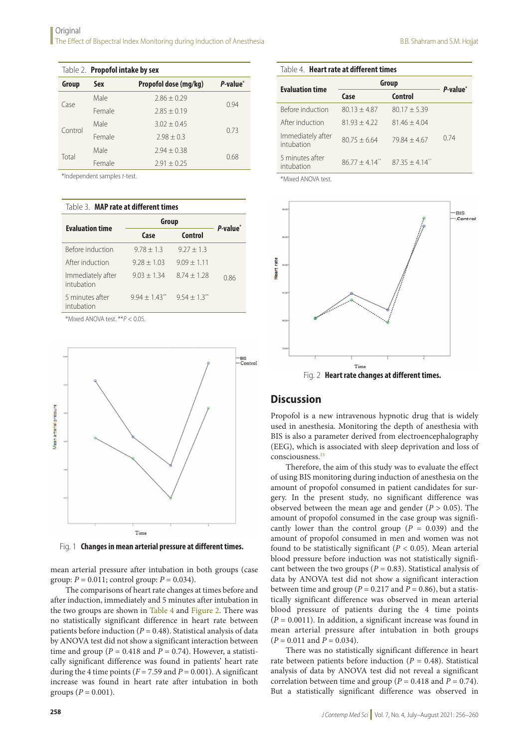Table 2. **Propofol intake by sex**

| Group | Sex | Propofol dose (mg/kg) | *P*-value* |
|---|---|---|---|
| Case | Male | 2.86 ± 0.29 | 0.94 |
| | Female | 2.85 ± 0.19 | |
| Control | Male | 3.02 ± 0.45 | 0.73 |
| | Female | 2.98 ± 0.3 | |
| Total | Male | 2.94 ± 0.38 | 0.68 |
| | Female | 2.91 ± 0.25 | |

*Independent samples *t*-test.

Table 3. **MAP rate at different times**

| Evaluation time | Group | | *P*-value* |
|---|---|---|---|
| | Case | Control | |
| Before induction | 9.78 ± 1.3 | 9.27 ± 1.3 | 0.86 |
| After induction | 9.28 ± 1.03 | 9.09 ± 1.11 | |
| Immediately after intubation | 9.03 ± 1.34 | 8.74 ± 1.28 | |
| 5 minutes after intubation | 9.94 ± 1.43** | 9.54 ± 1.3** | |

*Mixed ANOVA test. **$P < 0.05$.

Fig. 1 **Changes in mean arterial pressure at different times.**

mean arterial pressure after intubation in both groups (case group: $P = 0.011$; control group: $P = 0.034$).

The comparisons of heart rate changes at times before and after induction, immediately and 5 minutes after intubation in the two groups are shown in Table 4 and Figure 2. There was no statistically significant difference in heart rate between patients before induction ($P = 0.48$). Statistical analysis of data by ANOVA test did not show a significant interaction between time and group ($P = 0.418$ and $P = 0.74$). However, a statistically significant difference was found in patients' heart rate during the 4 time points ($F = 7.59$ and $P = 0.001$). A significant increase was found in heart rate after intubation in both groups ($P = 0.001$).

Table 4. **Heart rate at different times**

| Evaluation time | Group | | *P*-value* |
|---|---|---|---|
| | Case | Control | |
| Before induction | 80.13 ± 4.87 | 80.17 ± 5.39 | 0.74 |
| After induction | 81.93 ± 4.22 | 81.46 ± 4.04 | |
| Immediately after intubation | 80.75 ± 6.64 | 79.84 ± 4.67 | |
| 5 minutes after intubation | 86.77 ± 4.14** | 87.35 ± 4.14** | |

*Mixed ANOVA test.

Fig. 2 **Heart rate changes at different times.**

## Discussion

Propofol is a new intravenous hypnotic drug that is widely used in anesthesia. Monitoring the depth of anesthesia with BIS is also a parameter derived from electroencephalography (EEG), which is associated with sleep deprivation and loss of consciousness.[15]

Therefore, the aim of this study was to evaluate the effect of using BIS monitoring during induction of anesthesia on the amount of propofol consumed in patient candidates for surgery. In the present study, no significant difference was observed between the mean age and gender ($P > 0.05$). The amount of propofol consumed in the case group was significantly lower than the control group ($P = 0.039$) and the amount of propofol consumed in men and women was not found to be statistically significant ($P < 0.05$). Mean arterial blood pressure before induction was not statistically significant between the two groups ($P = 0.83$). Statistical analysis of data by ANOVA test did not show a significant interaction between time and group ($P = 0.217$ and $P = 0.86$), but a statistically significant difference was observed in mean arterial blood pressure of patients during the 4 time points ($P = 0.0011$). In addition, a significant increase was found in mean arterial pressure after intubation in both groups ($P = 0.011$ and $P = 0.034$).

There was no statistically significant difference in heart rate between patients before induction ($P = 0.48$). Statistical analysis of data by ANOVA test did not reveal a significant correlation between time and group ($P = 0.418$ and $P = 0.74$). But a statistically significant difference was observed in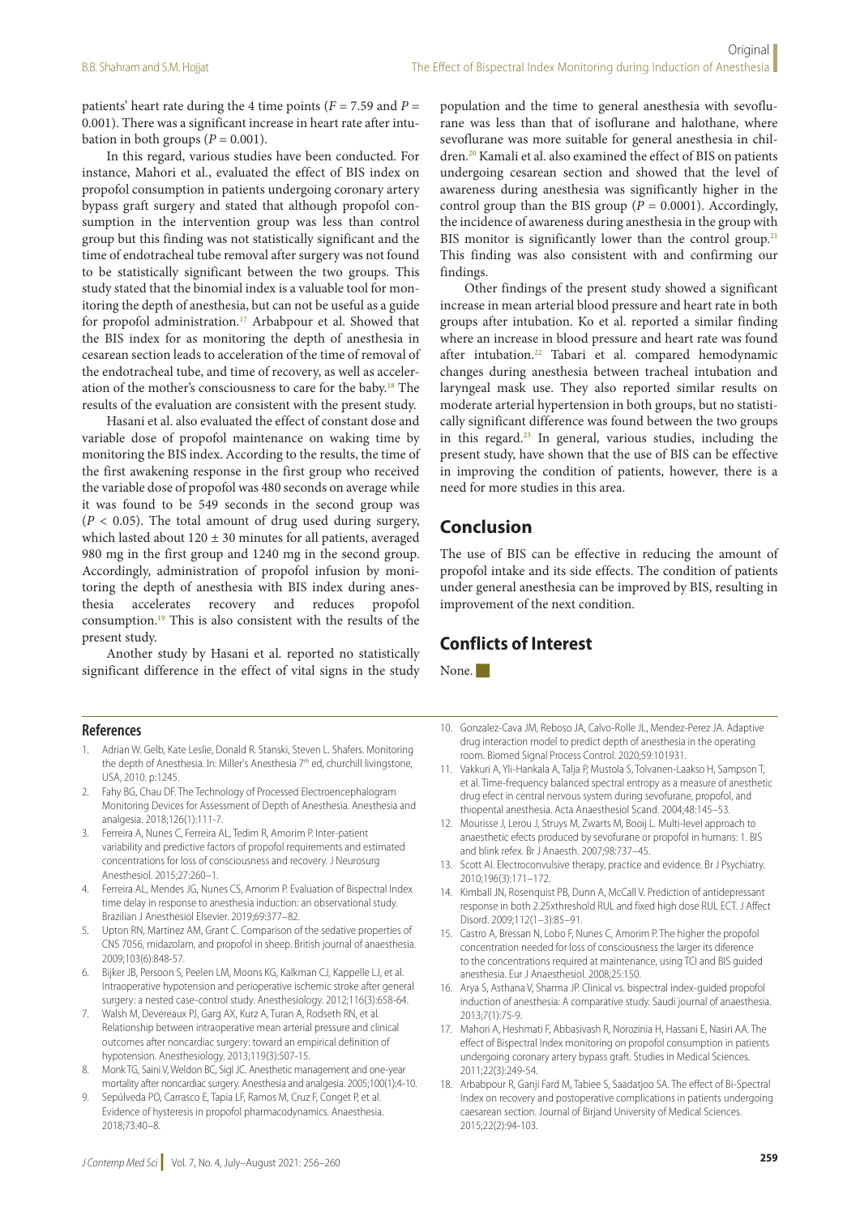patients' heart rate during the 4 time points ($F = 7.59$ and $P = 0.001$). There was a significant increase in heart rate after intubation in both groups ($P = 0.001$).

In this regard, various studies have been conducted. For instance, Mahori et al., evaluated the effect of BIS index on propofol consumption in patients undergoing coronary artery bypass graft surgery and stated that although propofol consumption in the intervention group was less than control group but this finding was not statistically significant and the time of endotracheal tube removal after surgery was not found to be statistically significant between the two groups. This study stated that the binomial index is a valuable tool for monitoring the depth of anesthesia, but can not be useful as a guide for propofol administration.[17] Arbabpour et al. Showed that the BIS index for as monitoring the depth of anesthesia in cesarean section leads to acceleration of the time of removal of the endotracheal tube, and time of recovery, as well as acceleration of the mother's consciousness to care for the baby.[18] The results of the evaluation are consistent with the present study.

Hasani et al. also evaluated the effect of constant dose and variable dose of propofol maintenance on waking time by monitoring the BIS index. According to the results, the time of the first awakening response in the first group who received the variable dose of propofol was 480 seconds on average while it was found to be 549 seconds in the second group was ($P < 0.05$). The total amount of drug used during surgery, which lasted about $120 \pm 30$ minutes for all patients, averaged 980 mg in the first group and 1240 mg in the second group. Accordingly, administration of propofol infusion by monitoring the depth of anesthesia with BIS index during anesthesia accelerates recovery and reduces propofol consumption.[19] This is also consistent with the results of the present study.

Another study by Hasani et al. reported no statistically significant difference in the effect of vital signs in the study population and the time to general anesthesia with sevoflurane was less than that of isoflurane and halothane, where sevoflurane was more suitable for general anesthesia in children.[20] Kamali et al. also examined the effect of BIS on patients undergoing cesarean section and showed that the level of awareness during anesthesia was significantly higher in the control group than the BIS group ($P = 0.0001$). Accordingly, the incidence of awareness during anesthesia in the group with BIS monitor is significantly lower than the control group.[21] This finding was also consistent with and confirming our findings.

Other findings of the present study showed a significant increase in mean arterial blood pressure and heart rate in both groups after intubation. Ko et al. reported a similar finding where an increase in blood pressure and heart rate was found after intubation.[22] Tabari et al. compared hemodynamic changes during anesthesia between tracheal intubation and laryngeal mask use. They also reported similar results on moderate arterial hypertension in both groups, but no statistically significant difference was found between the two groups in this regard.[23] In general, various studies, including the present study, have shown that the use of BIS can be effective in improving the condition of patients, however, there is a need for more studies in this area.

## Conclusion

The use of BIS can be effective in reducing the amount of propofol intake and its side effects. The condition of patients under general anesthesia can be improved by BIS, resulting in improvement of the next condition.

## Conflicts of Interest

None.

## References

1. Adrian W. Gelb, Kate Leslie, Donald R. Stanski, Steven L. Shafers. Monitoring the depth of Anesthesia. In: Miller's Anesthesia 7th ed, churchill livingstone, USA, 2010. p:1245.
2. Fahy BG, Chau DF. The Technology of Processed Electroencephalogram Monitoring Devices for Assessment of Depth of Anesthesia. Anesthesia and analgesia. 2018;126(1):111-7.
3. Ferreira A, Nunes C, Ferreira AL, Tedim R, Amorim P. Inter-patient variability and predictive factors of propofol requirements and estimated concentrations for loss of consciousness and recovery. J Neurosurg Anesthesiol. 2015;27:260–1.
4. Ferreira AL, Mendes JG, Nunes CS, Amorim P. Evaluation of Bispectral Index time delay in response to anesthesia induction: an observational study. Brazilian J Anesthesiol Elsevier. 2019;69:377–82.
5. Upton RN, Martinez AM, Grant C. Comparison of the sedative properties of CNS 7056, midazolam, and propofol in sheep. British journal of anaesthesia. 2009;103(6):848-57.
6. Bijker JB, Persoon S, Peelen LM, Moons KG, Kalkman CJ, Kappelle LJ, et al. Intraoperative hypotension and perioperative ischemic stroke after general surgery: a nested case-control study. Anesthesiology. 2012;116(3):658-64.
7. Walsh M, Devereaux PJ, Garg AX, Kurz A, Turan A, Rodseth RN, et al. Relationship between intraoperative mean arterial pressure and clinical outcomes after noncardiac surgery: toward an empirical definition of hypotension. Anesthesiology. 2013;119(3):507-15.
8. Monk TG, Saini V, Weldon BC, Sigl JC. Anesthetic management and one-year mortality after noncardiac surgery. Anesthesia and analgesia. 2005;100(1):4-10.
9. Sepúlveda PO, Carrasco E, Tapia LF, Ramos M, Cruz F, Conget P, et al. Evidence of hysteresis in propofol pharmacodynamics. Anaesthesia. 2018;73:40–8.
10. Gonzalez-Cava JM, Reboso JA, Calvo-Rolle JL, Mendez-Perez JA. Adaptive drug interaction model to predict depth of anesthesia in the operating room. Biomed Signal Process Control. 2020;59:101931.
11. Vakkuri A, Yli-Hankala A, Talja P, Mustola S, Tolvanen-Laakso H, Sampson T, et al. Time-frequency balanced spectral entropy as a measure of anesthetic drug efect in central nervous system during sevofurane, propofol, and thiopental anesthesia. Acta Anaesthesiol Scand. 2004;48:145–53.
12. Mourisse J, Lerou J, Struys M, Zwarts M, Booij L. Multi-level approach to anaesthetic efects produced by sevofurane or propofol in humans: 1. BIS and blink refex. Br J Anaesth. 2007;98:737–45.
13. Scott AI. Electroconvulsive therapy, practice and evidence. Br J Psychiatry. 2010;196(3):171–172.
14. Kimball JN, Rosenquist PB, Dunn A, McCall V. Prediction of antidepressant response in both 2.25xthreshold RUL and fixed high dose RUL ECT. J Affect Disord. 2009;112(1–3):85–91.
15. Castro A, Bressan N, Lobo F, Nunes C, Amorim P. The higher the propofol concentration needed for loss of consciousness the larger its diference to the concentrations required at maintenance, using TCI and BIS guided anesthesia. Eur J Anaesthesiol. 2008;25:150.
16. Arya S, Asthana V, Sharma JP. Clinical vs. bispectral index-guided propofol induction of anesthesia: A comparative study. Saudi journal of anaesthesia. 2013;7(1):75-9.
17. Mahori A, Heshmati F, Abbasivash R, Norozinia H, Hassani E, Nasiri AA. The effect of Bispectral Index monitoring on propofol consumption in patients undergoing coronary artery bypass graft. Studies in Medical Sciences. 2011;22(3):249-54.
18. Arbabpour R, Ganji Fard M, Tabiee S, Saadatjoo SA. The effect of Bi-Spectral Index on recovery and postoperative complications in patients undergoing caesarean section. Journal of Birjand University of Medical Sciences. 2015;22(2):94-103.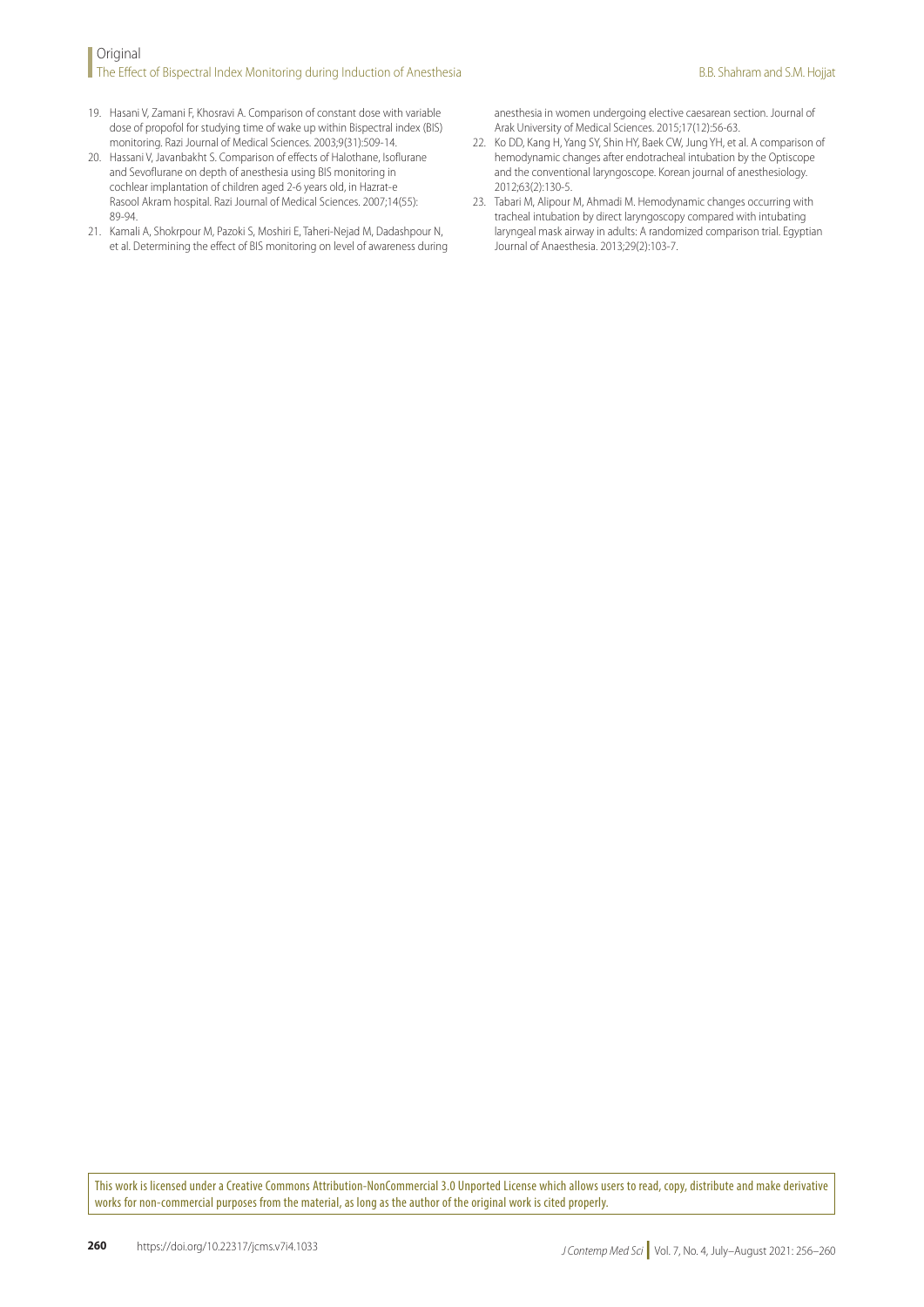19. Hasani V, Zamani F, Khosravi A. Comparison of constant dose with variable dose of propofol for studying time of wake up within Bispectral index (BIS) monitoring. Razi Journal of Medical Sciences. 2003;9(31):509-14.
20. Hassani V, Javanbakht S. Comparison of effects of Halothane, Isoflurane and Sevoflurane on depth of anesthesia using BIS monitoring in cochlear implantation of children aged 2-6 years old, in Hazrat-e Rasool Akram hospital. Razi Journal of Medical Sciences. 2007;14(55): 89-94.
21. Kamali A, Shokrpour M, Pazoki S, Moshiri E, Taheri-Nejad M, Dadashpour N, et al. Determining the effect of BIS monitoring on level of awareness during anesthesia in women undergoing elective caesarean section. Journal of Arak University of Medical Sciences. 2015;17(12):56-63.
22. Ko DD, Kang H, Yang SY, Shin HY, Baek CW, Jung YH, et al. A comparison of hemodynamic changes after endotracheal intubation by the Optiscope and the conventional laryngoscope. Korean journal of anesthesiology. 2012;63(2):130-5.
23. Tabari M, Alipour M, Ahmadi M. Hemodynamic changes occurring with tracheal intubation by direct laryngoscopy compared with intubating laryngeal mask airway in adults: A randomized comparison trial. Egyptian Journal of Anaesthesia. 2013;29(2):103-7.

This work is licensed under a Creative Commons Attribution-NonCommercial 3.0 Unported License which allows users to read, copy, distribute and make derivative works for non-commercial purposes from the material, as long as the author of the original work is cited properly.